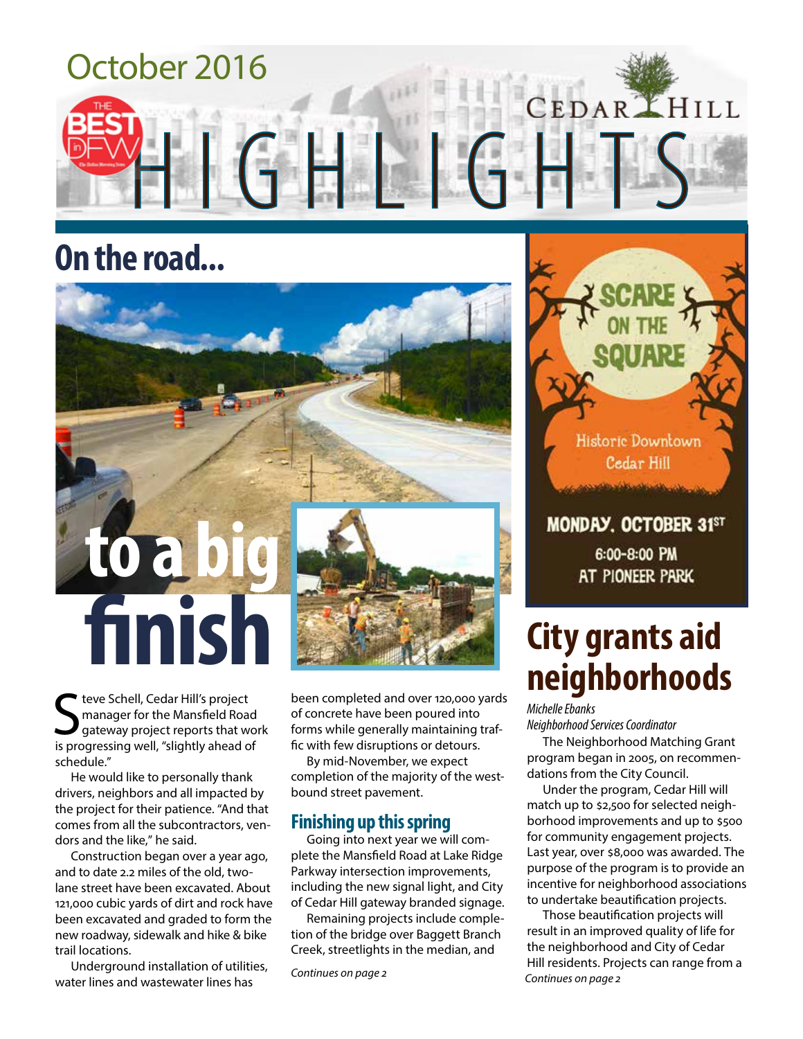October 2016

# Cedar Hill HIGHLIGHTS

## On the road... to a big finish

Steve Schell, Cedar Hill's project manager for the Mansfield Road gateway project reports that work is progressing well, "slightly ahead of schedule."

He would like to personally thank drivers, neighbors and all impacted by the project for their patience. "And that comes from all the subcontractors, vendors and the like," he said.

Construction began over a year ago, and to date 2.2 miles of the old, two-lane street have been excavated. About 121,000 cubic yards of dirt and rock have been excavated and graded to form the new roadway, sidewalk and hike & bike trail locations.

Underground installation of utilities, water lines and wastewater lines has been completed and over 120,000 yards of concrete have been poured into forms while generally maintaining traffic with few disruptions or detours.

By mid-November, we expect completion of the majority of the westbound street pavement.

### Finishing up this spring

Going into next year we will complete the Mansfield Road at Lake Ridge Parkway intersection improvements, including the new signal light, and City of Cedar Hill gateway branded signage.

Remaining projects include completion of the bridge over Baggett Branch Creek, streetlights in the median, and

*Continues on page 2*

**SCARE ON THE SQUARE**

Historic Downtown Cedar Hill

**MONDAY, OCTOBER 31ST**
6:00-8:00 PM
AT PIONEER PARK

## City grants aid neighborhoods

*Michelle Ebanks*
*Neighborhood Services Coordinator*

The Neighborhood Matching Grant program began in 2005, on recommendations from the City Council.

Under the program, Cedar Hill will match up to $2,500 for selected neighborhood improvements and up to $500 for community engagement projects. Last year, over $8,000 was awarded. The purpose of the program is to provide an incentive for neighborhood associations to undertake beautification projects.

Those beautification projects will result in an improved quality of life for the neighborhood and City of Cedar Hill residents. Projects can range from a

*Continues on page 2*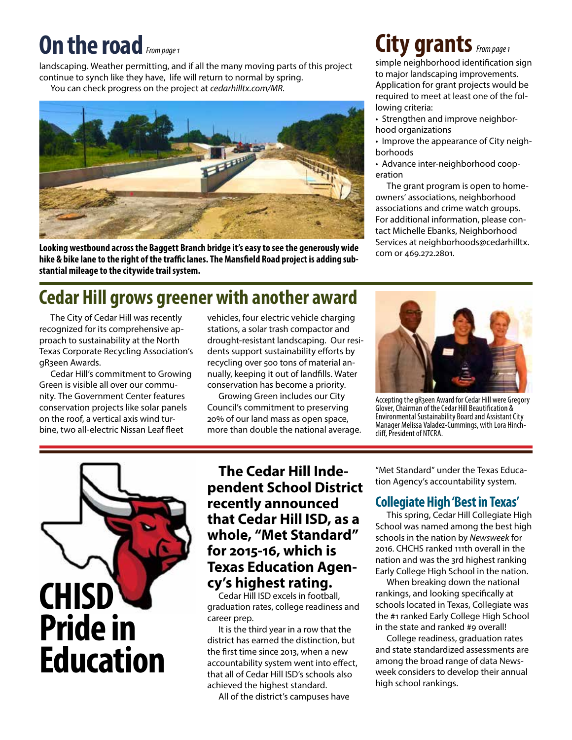# On the road *From page 1*

landscaping. Weather permitting, and if all the many moving parts of this project continue to synch like they have, life will return to normal by spring.

You can check progress on the project at *cedarhilltx.com/MR.*

**Looking westbound across the Baggett Branch bridge it's easy to see the generously wide hike & bike lane to the right of the traffic lanes. The Mansfield Road project is adding substantial mileage to the citywide trail system.**

# City grants *From page 1*

simple neighborhood identification sign to major landscaping improvements. Application for grant projects would be required to meet at least one of the following criteria:

- Strengthen and improve neighborhood organizations
- Improve the appearance of City neighborhoods
- Advance inter-neighborhood cooperation

The grant program is open to homeowners' associations, neighborhood associations and crime watch groups. For additional information, please contact Michelle Ebanks, Neighborhood Services at neighborhoods@cedarhilltx.com or 469.272.2801.

## Cedar Hill grows greener with another award

The City of Cedar Hill was recently recognized for its comprehensive approach to sustainability at the North Texas Corporate Recycling Association's gR3een Awards.

Cedar Hill's commitment to Growing Green is visible all over our community. The Government Center features conservation projects like solar panels on the roof, a vertical axis wind turbine, two all-electric Nissan Leaf fleet vehicles, four electric vehicle charging stations, a solar trash compactor and drought-resistant landscaping. Our residents support sustainability efforts by recycling over 500 tons of material annually, keeping it out of landfills. Water conservation has become a priority.

Growing Green includes our City Council's commitment to preserving 20% of our land mass as open space, more than double the national average.

Accepting the gR3een Award for Cedar Hill were Gregory Glover, Chairman of the Cedar Hill Beautification & Environmental Sustainability Board and Assistant City Manager Melissa Valadez-Cummings, with Lora Hinchcliff, President of NTCRA.

## CHISD Pride in Education

**The Cedar Hill Independent School District recently announced that Cedar Hill ISD, as a whole, "Met Standard" for 2015-16, which is Texas Education Agency's highest rating.**

Cedar Hill ISD excels in football, graduation rates, college readiness and career prep.

It is the third year in a row that the district has earned the distinction, but the first time since 2013, when a new accountability system went into effect, that all of Cedar Hill ISD's schools also achieved the highest standard.

All of the district's campuses have "Met Standard" under the Texas Education Agency's accountability system.

### Collegiate High 'Best in Texas'

This spring, Cedar Hill Collegiate High School was named among the best high schools in the nation by *Newsweek* for 2016. CHCHS ranked 111th overall in the nation and was the 3rd highest ranking Early College High School in the nation.

When breaking down the national rankings, and looking specifically at schools located in Texas, Collegiate was the #1 ranked Early College High School in the state and ranked #9 overall!

College readiness, graduation rates and state standardized assessments are among the broad range of data Newsweek considers to develop their annual high school rankings.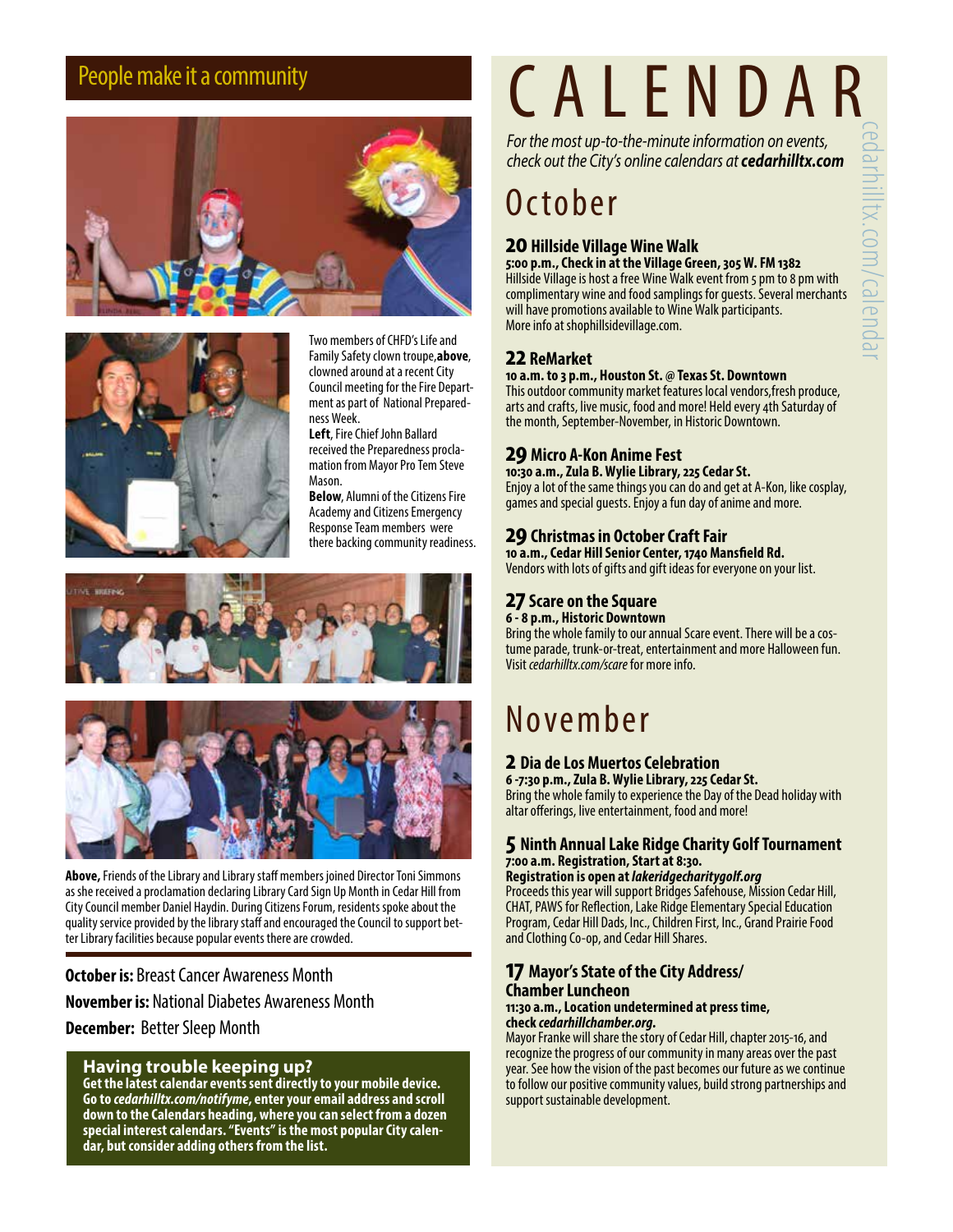## People make it a community

Two members of CHFD's Life and Family Safety clown troupe, **above**, clowned around at a recent City Council meeting for the Fire Department as part of National Preparedness Week.
**Left**, Fire Chief John Ballard received the Preparedness proclamation from Mayor Pro Tem Steve Mason.
**Below**, Alumni of the Citizens Fire Academy and Citizens Emergency Response Team members were there backing community readiness.

**Above,** Friends of the Library and Library staff members joined Director Toni Simmons as she received a proclamation declaring Library Card Sign Up Month in Cedar Hill from City Council member Daniel Haydin. During Citizens Forum, residents spoke about the quality service provided by the library staff and encouraged the Council to support better Library facilities because popular events there are crowded.

**October is:** Breast Cancer Awareness Month

**November is:** National Diabetes Awareness Month

**December:** Better Sleep Month

### Having trouble keeping up?

**Get the latest calendar events sent directly to your mobile device. Go to *cedarhilltx.com/notifyme*, enter your email address and scroll down to the Calendars heading, where you can select from a dozen special interest calendars. "Events" is the most popular City calendar, but consider adding others from the list.**

# CALENDAR

*For the most up-to-the-minute information on events, check out the City's online calendars at **cedarhilltx.com***

cedarhilltx.com/calendar

## October

### 20 Hillside Village Wine Walk

**5:00 p.m., Check in at the Village Green, 305 W. FM 1382**
Hillside Village is host a free Wine Walk event from 5 pm to 8 pm with complimentary wine and food samplings for guests. Several merchants will have promotions available to Wine Walk participants.
More info at shophillsidevillage.com.

### 22 ReMarket

**10 a.m. to 3 p.m., Houston St. @ Texas St. Downtown**
This outdoor community market features local vendors,fresh produce, arts and crafts, live music, food and more! Held every 4th Saturday of the month, September-November, in Historic Downtown.

### 29 Micro A-Kon Anime Fest

**10:30 a.m., Zula B. Wylie Library, 225 Cedar St.**
Enjoy a lot of the same things you can do and get at A-Kon, like cosplay, games and special guests. Enjoy a fun day of anime and more.

### 29 Christmas in October Craft Fair

**10 a.m., Cedar Hill Senior Center, 1740 Mansfield Rd.**
Vendors with lots of gifts and gift ideas for everyone on your list.

### 27 Scare on the Square

**6 - 8 p.m., Historic Downtown**
Bring the whole family to our annual Scare event. There will be a costume parade, trunk-or-treat, entertainment and more Halloween fun. Visit *cedarhilltx.com/scare* for more info.

## November

### 2 Dia de Los Muertos Celebration

**6 -7:30 p.m., Zula B. Wylie Library, 225 Cedar St.**
Bring the whole family to experience the Day of the Dead holiday with altar offerings, live entertainment, food and more!

### 5 Ninth Annual Lake Ridge Charity Golf Tournament

**7:00 a.m. Registration, Start at 8:30.**
**Registration is open at *lakeridgecharitygolf.org***
Proceeds this year will support Bridges Safehouse, Mission Cedar Hill, CHAT, PAWS for Reflection, Lake Ridge Elementary Special Education Program, Cedar Hill Dads, Inc., Children First, Inc., Grand Prairie Food and Clothing Co-op, and Cedar Hill Shares.

### 17 Mayor's State of the City Address/ Chamber Luncheon

**11:30 a.m., Location undetermined at press time, check *cedarhillchamber.org*.**
Mayor Franke will share the story of Cedar Hill, chapter 2015-16, and recognize the progress of our community in many areas over the past year. See how the vision of the past becomes our future as we continue to follow our positive community values, build strong partnerships and support sustainable development.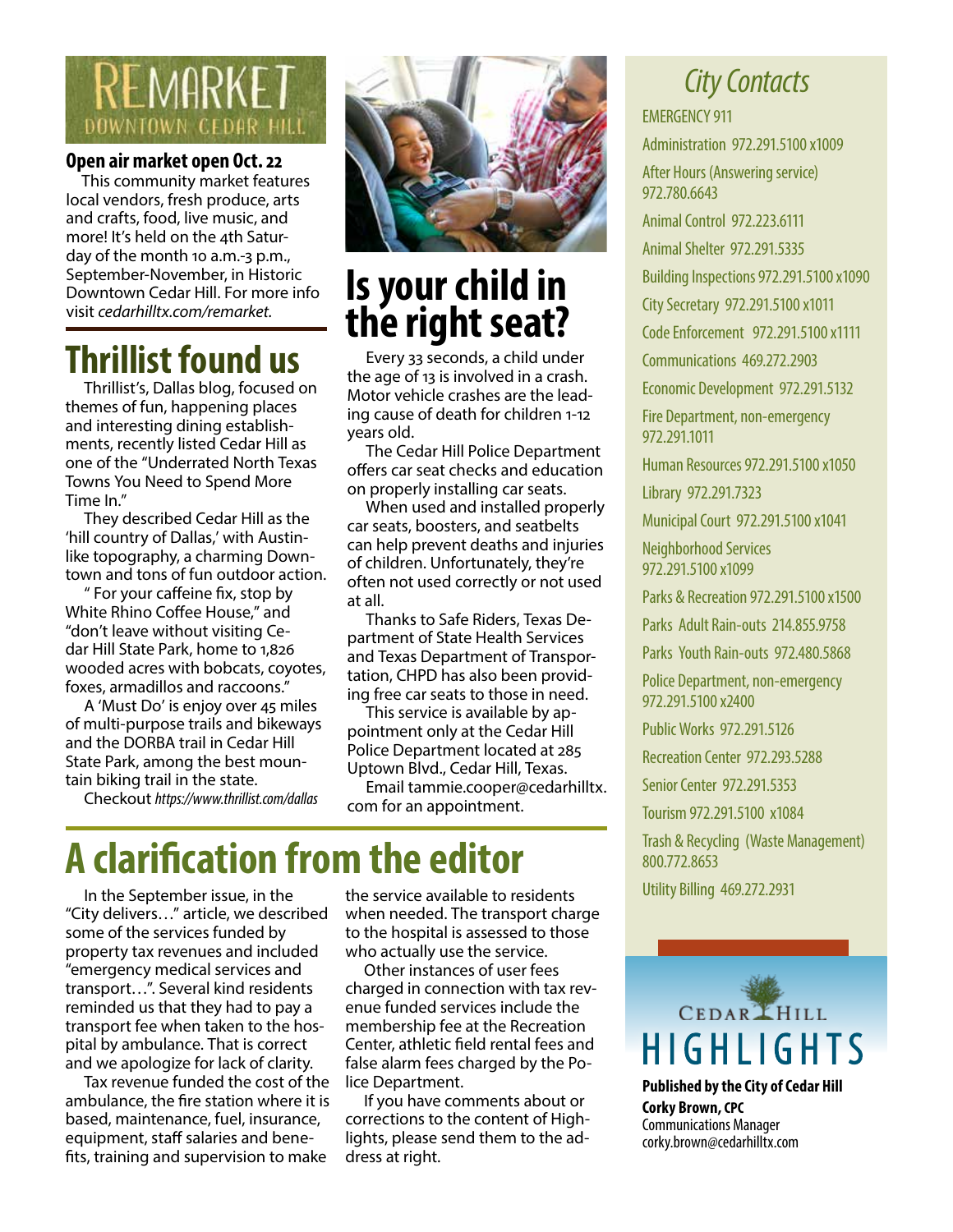# REMARKET DOWNTOWN CEDAR HILL

**Open air market open Oct. 22**

This community market features local vendors, fresh produce, arts and crafts, food, live music, and more! It's held on the 4th Saturday of the month 10 a.m.-3 p.m., September-November, in Historic Downtown Cedar Hill. For more info visit *cedarhilltx.com/remarket*.

# Thrillist found us

Thrillist's, Dallas blog, focused on themes of fun, happening places and interesting dining establishments, recently listed Cedar Hill as one of the "Underrated North Texas Towns You Need to Spend More Time In."

They described Cedar Hill as the 'hill country of Dallas,' with Austin-like topography, a charming Downtown and tons of fun outdoor action.

" For your caffeine fix, stop by White Rhino Coffee House," and "don't leave without visiting Cedar Hill State Park, home to 1,826 wooded acres with bobcats, coyotes, foxes, armadillos and raccoons."

A 'Must Do' is enjoy over 45 miles of multi-purpose trails and bikeways and the DORBA trail in Cedar Hill State Park, among the best mountain biking trail in the state.

Checkout *https://www.thrillist.com/dallas*

# Is your child in the right seat?

Every 33 seconds, a child under the age of 13 is involved in a crash. Motor vehicle crashes are the leading cause of death for children 1-12 years old.

The Cedar Hill Police Department offers car seat checks and education on properly installing car seats.

When used and installed properly car seats, boosters, and seatbelts can help prevent deaths and injuries of children. Unfortunately, they're often not used correctly or not used at all.

Thanks to Safe Riders, Texas Department of State Health Services and Texas Department of Transportation, CHPD has also been providing free car seats to those in need.

This service is available by appointment only at the Cedar Hill Police Department located at 285 Uptown Blvd., Cedar Hill, Texas.

Email tammie.cooper@cedarhilltx.com for an appointment.

# A clarification from the editor

In the September issue, in the "City delivers…" article, we described some of the services funded by property tax revenues and included "emergency medical services and transport…". Several kind residents reminded us that they had to pay a transport fee when taken to the hospital by ambulance. That is correct and we apologize for lack of clarity.

Tax revenue funded the cost of the ambulance, the fire station where it is based, maintenance, fuel, insurance, equipment, staff salaries and benefits, training and supervision to make the service available to residents when needed. The transport charge to the hospital is assessed to those who actually use the service.

Other instances of user fees charged in connection with tax revenue funded services include the membership fee at the Recreation Center, athletic field rental fees and false alarm fees charged by the Police Department.

If you have comments about or corrections to the content of Highlights, please send them to the address at right.

## City Contacts

EMERGENCY 911

Administration 972.291.5100 x1009

After Hours (Answering service) 972.780.6643

Animal Control 972.223.6111

Animal Shelter 972.291.5335

Building Inspections 972.291.5100 x1090

City Secretary 972.291.5100 x1011

Code Enforcement 972.291.5100 x1111

Communications 469.272.2903

Economic Development 972.291.5132

Fire Department, non-emergency 972.291.1011

Human Resources 972.291.5100 x1050

Library 972.291.7323

Municipal Court 972.291.5100 x1041

Neighborhood Services 972.291.5100 x1099

Parks & Recreation 972.291.5100 x1500

Parks Adult Rain-outs 214.855.9758

Parks Youth Rain-outs 972.480.5868

Police Department, non-emergency 972.291.5100 x2400

Public Works 972.291.5126

Recreation Center 972.293.5288

Senior Center 972.291.5353

Tourism 972.291.5100 x1084

Trash & Recycling (Waste Management) 800.772.8653

Utility Billing 469.272.2931

CEDAR HILL HIGHLIGHTS

**Published by the City of Cedar Hill**

**Corky Brown, CPC**
Communications Manager
corky.brown@cedarhilltx.com